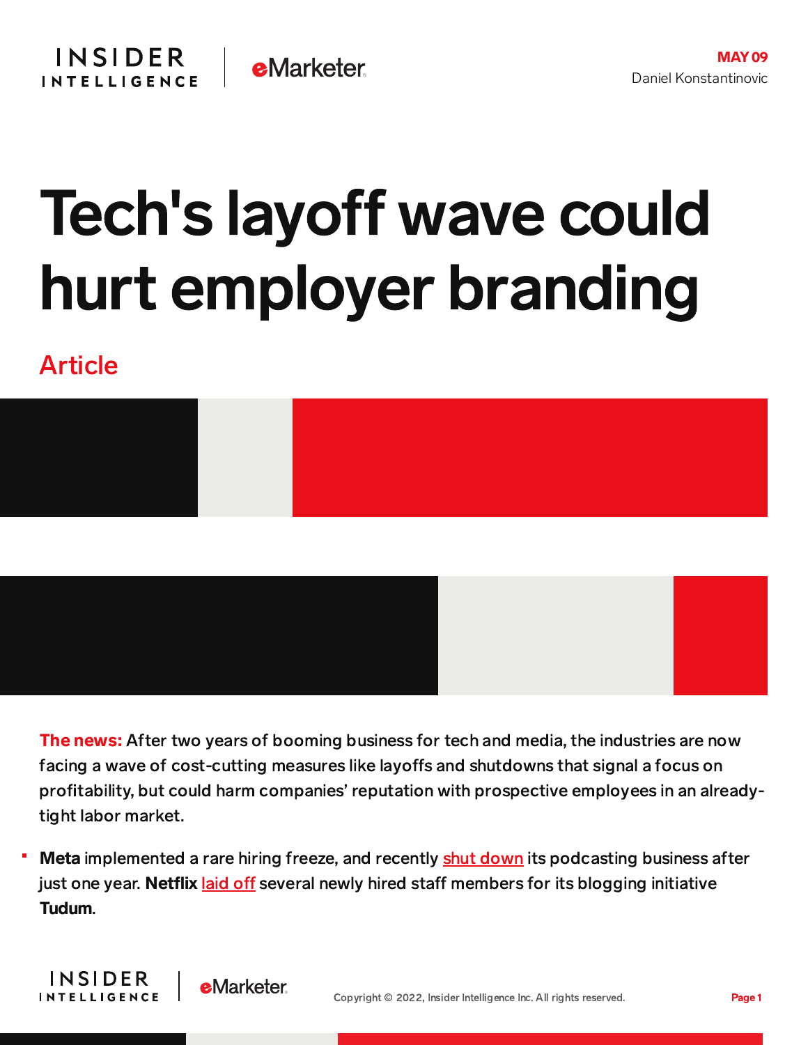MAY 09
Daniel Konstantinovic

# Tech's layoff wave could hurt employer branding

Article

**The news:** After two years of booming business for tech and media, the industries are now facing a wave of cost-cutting measures like layoffs and shutdowns that signal a focus on profitability, but could harm companies' reputation with prospective employees in an already-tight labor market.

- **Meta** implemented a rare hiring freeze, and recently shut down its podcasting business after just one year. **Netflix** laid off several newly hired staff members for its blogging initiative **Tudum**.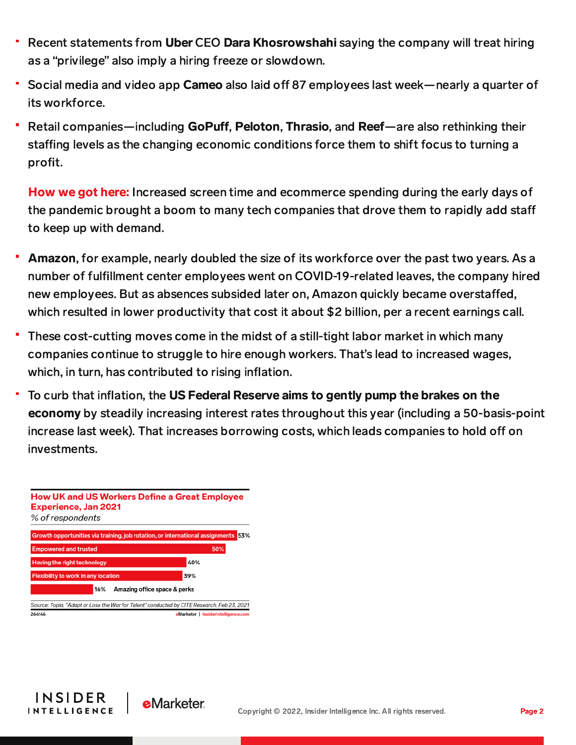- Recent statements from **Uber** CEO **Dara Khosrowshahi** saying the company will treat hiring as a "privilege" also imply a hiring freeze or slowdown.
- Social media and video app **Cameo** also laid off 87 employees last week—nearly a quarter of its workforce.
- Retail companies—including **GoPuff**, **Peloton**, **Thrasio**, and **Reef**—are also rethinking their staffing levels as the changing economic conditions force them to shift focus to turning a profit.

**How we got here:** Increased screen time and ecommerce spending during the early days of the pandemic brought a boom to many tech companies that drove them to rapidly add staff to keep up with demand.

- **Amazon**, for example, nearly doubled the size of its workforce over the past two years. As a number of fulfillment center employees went on COVID-19-related leaves, the company hired new employees. But as absences subsided later on, Amazon quickly became overstaffed, which resulted in lower productivity that cost it about $2 billion, per a recent earnings call.
- These cost-cutting moves come in the midst of a still-tight labor market in which many companies continue to struggle to hire enough workers. That's lead to increased wages, which, in turn, has contributed to rising inflation.
- To curb that inflation, the **US Federal Reserve aims to gently pump the brakes on the economy** by steadily increasing interest rates throughout this year (including a 50-basis-point increase last week). That increases borrowing costs, which leads companies to hold off on investments.

**How UK and US Workers Define a Great Employee Experience, Jan 2021**

*% of respondents*

| Attribute | % of respondents |
|---|---|
| Growth opportunities via training, job rotation, or international assignments | 53% |
| Empowered and trusted | 50% |
| Having the right technology | 40% |
| Flexibility to work in any location | 39% |
| Amazing office space & perks | 16% |

Source: Topia, "Adapt or Lose the War for Talent" conducted by CITE Research, Feb 23, 2021

264146 eMarketer | InsiderIntelligence.com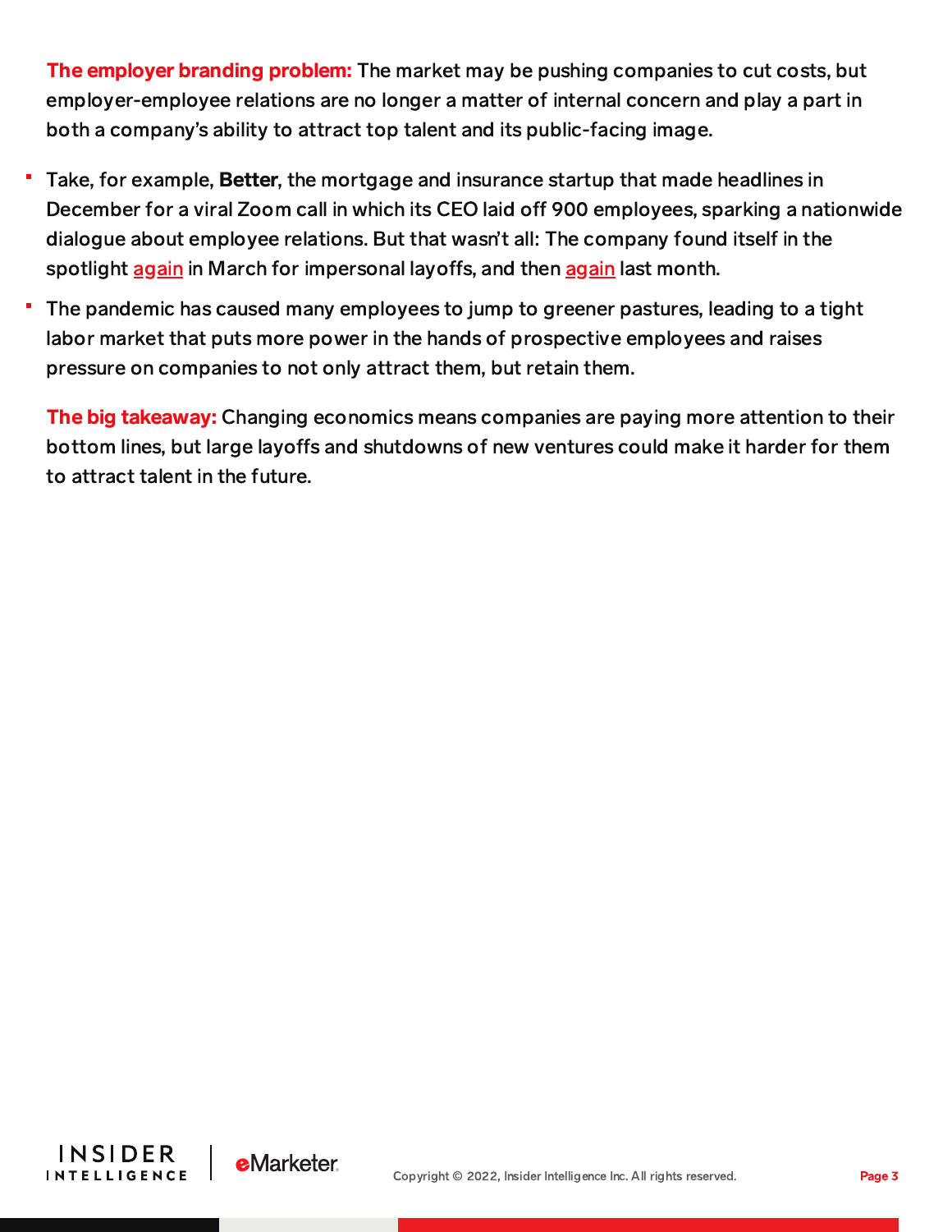**The employer branding problem:** The market may be pushing companies to cut costs, but employer-employee relations are no longer a matter of internal concern and play a part in both a company's ability to attract top talent and its public-facing image.

- Take, for example, **Better**, the mortgage and insurance startup that made headlines in December for a viral Zoom call in which its CEO laid off 900 employees, sparking a nationwide dialogue about employee relations. But that wasn't all: The company found itself in the spotlight again in March for impersonal layoffs, and then again last month.
- The pandemic has caused many employees to jump to greener pastures, leading to a tight labor market that puts more power in the hands of prospective employees and raises pressure on companies to not only attract them, but retain them.

**The big takeaway:** Changing economics means companies are paying more attention to their bottom lines, but large layoffs and shutdowns of new ventures could make it harder for them to attract talent in the future.